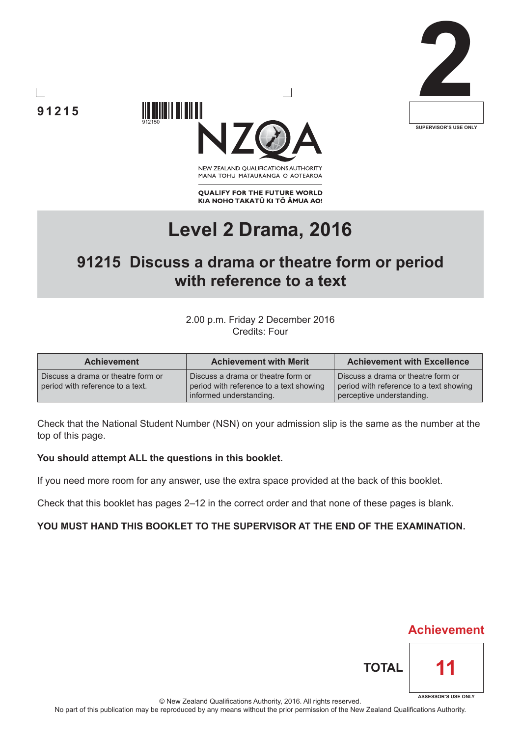91215

2

SUPERVISOR'S USE ONLY

NEW ZEALAND QUALIFICATIONS AUTHORITY
MANA TOHU MĀTAURANGA O AOTEAROA

QUALIFY FOR THE FUTURE WORLD
KIA NOHO TAKATŪ KI TŌ ĀMUA AO!

# Level 2 Drama, 2016

## 91215 Discuss a drama or theatre form or period with reference to a text

2.00 p.m. Friday 2 December 2016
Credits: Four

| Achievement | Achievement with Merit | Achievement with Excellence |
|---|---|---|
| Discuss a drama or theatre form or period with reference to a text. | Discuss a drama or theatre form or period with reference to a text showing informed understanding. | Discuss a drama or theatre form or period with reference to a text showing perceptive understanding. |

Check that the National Student Number (NSN) on your admission slip is the same as the number at the top of this page.

**You should attempt ALL the questions in this booklet.**

If you need more room for any answer, use the extra space provided at the back of this booklet.

Check that this booklet has pages 2–12 in the correct order and that none of these pages is blank.

**YOU MUST HAND THIS BOOKLET TO THE SUPERVISOR AT THE END OF THE EXAMINATION.**

Achievement

TOTAL 11

ASSESSOR'S USE ONLY

© New Zealand Qualifications Authority, 2016. All rights reserved.
No part of this publication may be reproduced by any means without the prior permission of the New Zealand Qualifications Authority.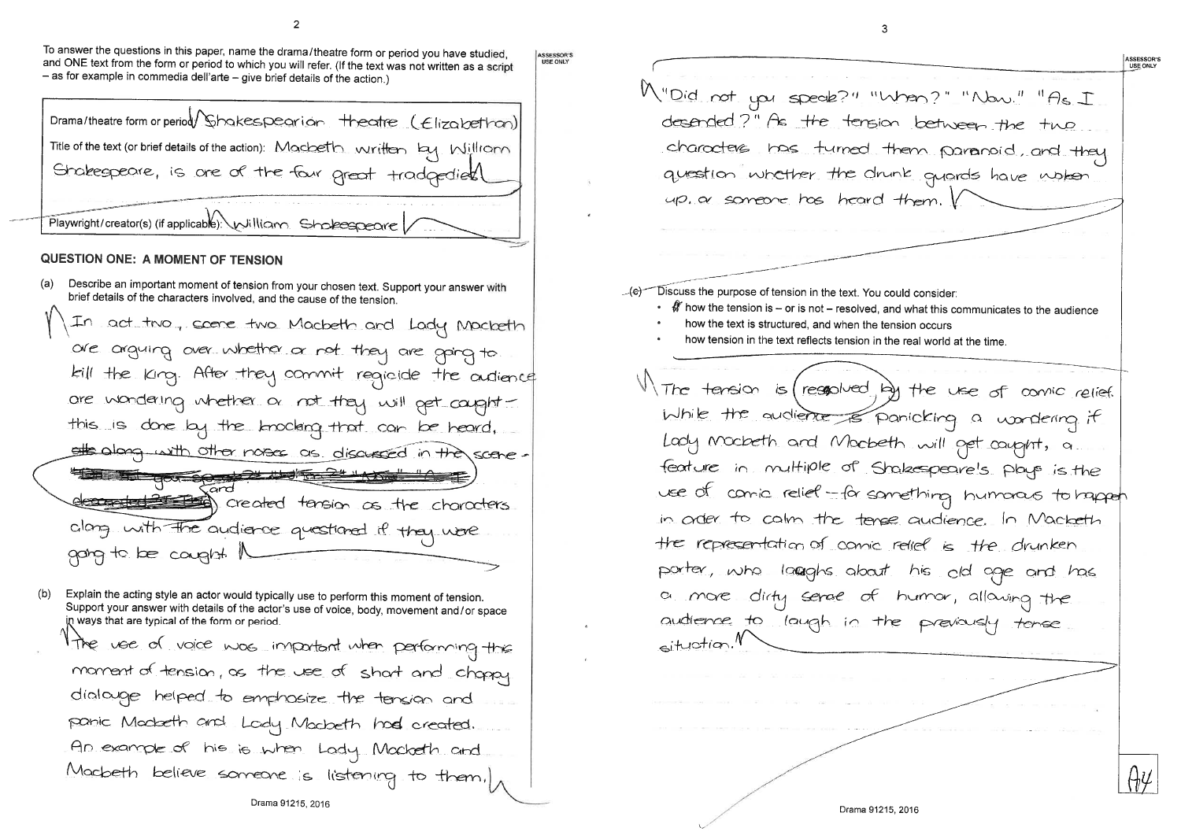To answer the questions in this paper, name the drama/theatre form or period you have studied, and ONE text from the form or period to which you will refer. (If the text was not written as a script – as for example in commedia dell'arte – give brief details of the action.)

| | |
|---|---|
| Drama/theatre form or period: | Shakespearian theatre (Elizabethan) |
| Title of the text (or brief details of the action): | Macbeth written by William Shakespeare, is one of the four great tradgedies |
| Playwright/creator(s) (if applicable): | William Shakespeare |

## QUESTION ONE: A MOMENT OF TENSION

(a) Describe an important moment of tension from your chosen text. Support your answer with brief details of the characters involved, and the cause of the tension.

In act two, scene two Macbeth and Lady Macbeth are arguing over whether or not they are going to kill the King. After they commit regicide the audience are wondering whether or not they will get caught – this is done by the knocking that can be heard, and created tension as the characters along with the audience questioned if they were going to be caught.

(b) Explain the acting style an actor would typically use to perform this moment of tension. Support your answer with details of the actor's use of voice, body, movement and/or space in ways that are typical of the form or period.

The use of voice was important when performing this moment of tension, as the use of short and choppy dialouge helped to emphosize the tension and panic Macbeth and Lady Macbeth had created. An example of his is when Lady Macbeth and Macbeth believe someone is listening to them. "Did not you speak?" "When?" "Now." "As I descended?" As the tension between the two characters has turned them paranoid, and they question whether the drunk guards have woken up, or someone has heard them.

(c) Discuss the purpose of tension in the text. You could consider:

- how the tension is – or is not – resolved, and what this communicates to the audience
- how the text is structured, and when the tension occurs
- how tension in the text reflects tension in the real world at the time.

The tension is resolved by the use of comic relief. While the audience is panicking a wondering if Lady Macbeth and Macbeth will get caught, a feature in multiple of Shakespeare's plays is the use of comic relief – for something humorous to happen in order to calm the tense audience. In Macbeth the representation of comic relief is the drunken porter, who laughs about his old age and has a more dirty sense of humor, allowing the audience to laugh in the previously tense situation.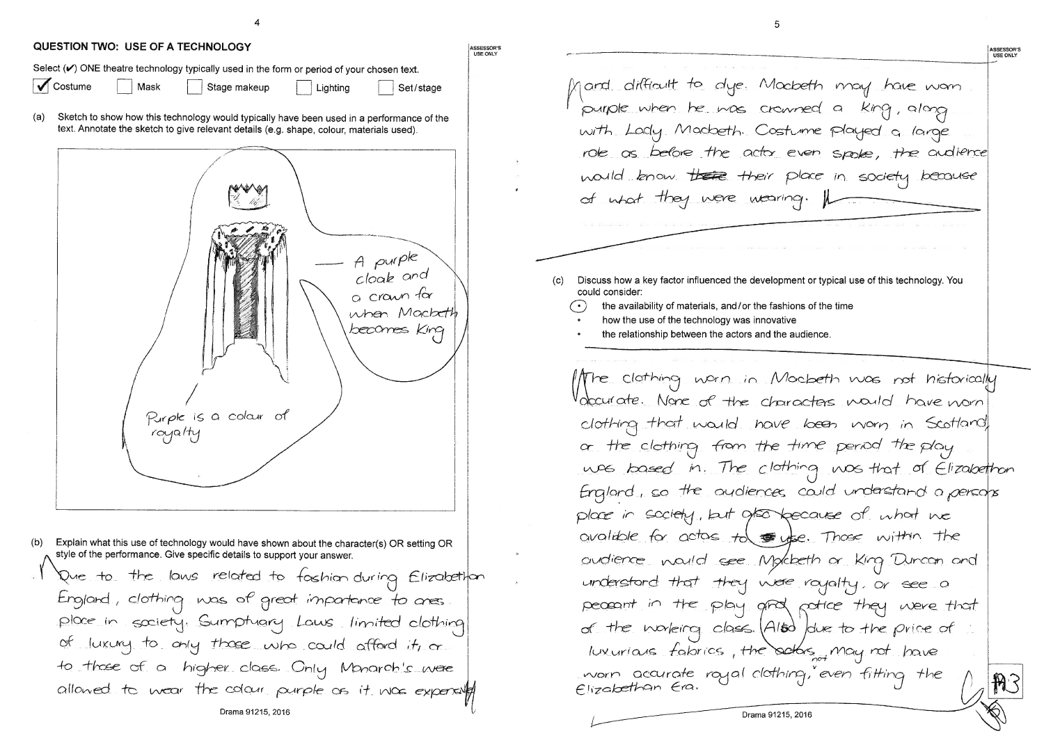## QUESTION TWO: USE OF A TECHNOLOGY

Select (✔) ONE theatre technology typically used in the form or period of your chosen text.

- [x] Costume
- [ ] Mask
- [ ] Stage makeup
- [ ] Lighting
- [ ] Set/stage

(a) Sketch to show how this technology would typically have been used in a performance of the text. Annotate the sketch to give relevant details (e.g. shape, colour, materials used).

A purple cloak and a crown for when Macbeth becomes King

Purple is a colour of royalty

(b) Explain what this use of technology would have shown about the character(s) OR setting OR style of the performance. Give specific details to support your answer.

Due to the laws related to fashion during Elizabethan England, clothing was of great importance to ones place in society. Sumptuary Laws limited clothing of luxury to only those who could afford it, or to those of a higher class. Only Monarch's were allowed to wear the colour purple as it was expensive and difficult to dye. Macbeth may have worn purple when he was crowned a King, along with Lady Macbeth. Costume played a large role as before the actor even spoke, the audience would know their place in society because of what they were wearing.

(c) Discuss how a key factor influenced the development or typical use of this technology. You could consider:

- the availability of materials, and/or the fashions of the time
- how the use of the technology was innovative
- the relationship between the actors and the audience.

The clothing worn in Macbeth was not historically accurate. None of the characters would have worn clothing that would have been worn in Scotland, or the clothing from the time period the play was based in. The clothing was that of Elizabethan England, so the audiences could understand a persons place in society, but also because of what we avalible for actos to use. Those within the audience would see Macbeth or King Duncan and understand that they were royalty, or see a peasant in the play and notice they were that of the workering class. Also due to the price of luxurious fabrics, the actors may not have worn accurate royal clothing, even fitting the Elizabethan Era.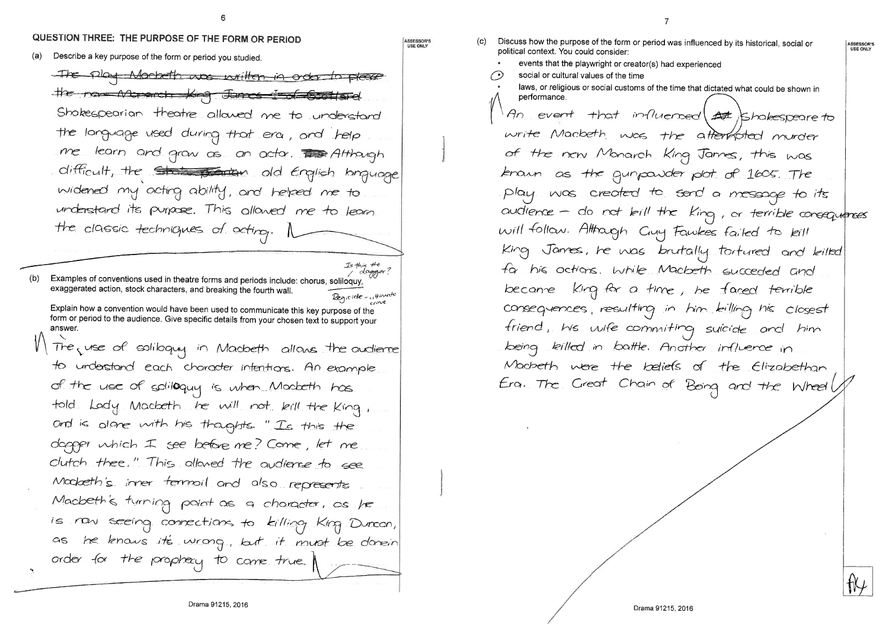## QUESTION THREE: THE PURPOSE OF THE FORM OR PERIOD

(a) Describe a key purpose of the form or period you studied.

~~The play Macbeth was written in order to please the new Monarch King James I of Scotland.~~ Shakespearian theatre allowed me to understand the language used during that era, and help me learn and grow as an actor. ~~This~~ Although difficult, the ~~Shakespearean~~ old English language widened my acting ability, and helped me to understand its purpose. This allowed me to learn the classic techniques of acting.

(b) Examples of conventions used in theatre forms and periods include: chorus, soliloquy, exaggerated action, stock characters, and breaking the fourth wall.

Explain how a convention would have been used to communicate this key purpose of the form or period to the audience. Give specific details from your chosen text to support your answer.

The use of soliloquy in Macbeth allows the audience to understand each character intentions. An example of the use of soliloquy is when Macbeth has told Lady Macbeth he will not kill the King, and is alone with his thoughts. "Is this the dagger which I see before me? Come, let me clutch thee." This allowed the audience to see Macbeth's inner termoil and also represents Macbeth's turning point as a character, as he is now seeing connections to killing King Duncan, as he knows it's wrong, but it must be done in order for the prophecy to come true.

(c) Discuss how the purpose of the form or period was influenced by its historical, social or political context. You could consider:

- events that the playwright or creator(s) had experienced
- social or cultural values of the time
- laws, or religious or social customs of the time that dictated what could be shown in performance.

An event that influenced ~~At~~ Shakespeare to write Macbeth was the attempted murder of the new Monarch King James, this was known as the gunpowder plot of 1605. The play was created to send a message to its audience – do not kill the King, or terrible consequences will follow. Although Guy Fawkes failed to kill King James, he was brutally tortured and killed for his actions. While Macbeth succeded and became King for a time, he faced terrible consequences, resulting in him killing his closest friend, his wife commiting suicide and him being killed in battle. Another influence in Macbeth were the beliefs of the Elizabethan Era. The Great Chain of Being and the Wheel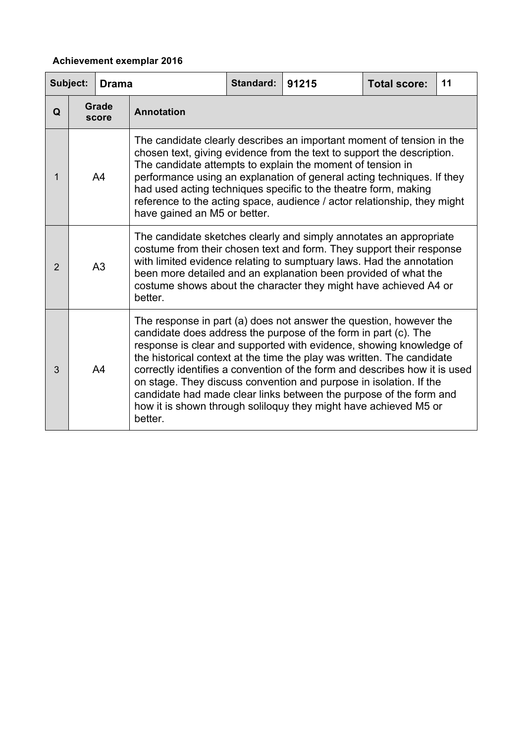**Achievement exemplar 2016**

| Subject: | Drama | Standard: | 91215 | Total score: | 11 |
|---|---|---|---|---|---|

| Q | Grade score | Annotation |
|---|---|---|
| 1 | A4 | The candidate clearly describes an important moment of tension in the chosen text, giving evidence from the text to support the description. The candidate attempts to explain the moment of tension in performance using an explanation of general acting techniques. If they had used acting techniques specific to the theatre form, making reference to the acting space, audience / actor relationship, they might have gained an M5 or better. |
| 2 | A3 | The candidate sketches clearly and simply annotates an appropriate costume from their chosen text and form. They support their response with limited evidence relating to sumptuary laws. Had the annotation been more detailed and an explanation been provided of what the costume shows about the character they might have achieved A4 or better. |
| 3 | A4 | The response in part (a) does not answer the question, however the candidate does address the purpose of the form in part (c). The response is clear and supported with evidence, showing knowledge of the historical context at the time the play was written. The candidate correctly identifies a convention of the form and describes how it is used on stage. They discuss convention and purpose in isolation. If the candidate had made clear links between the purpose of the form and how it is shown through soliloquy they might have achieved M5 or better. |